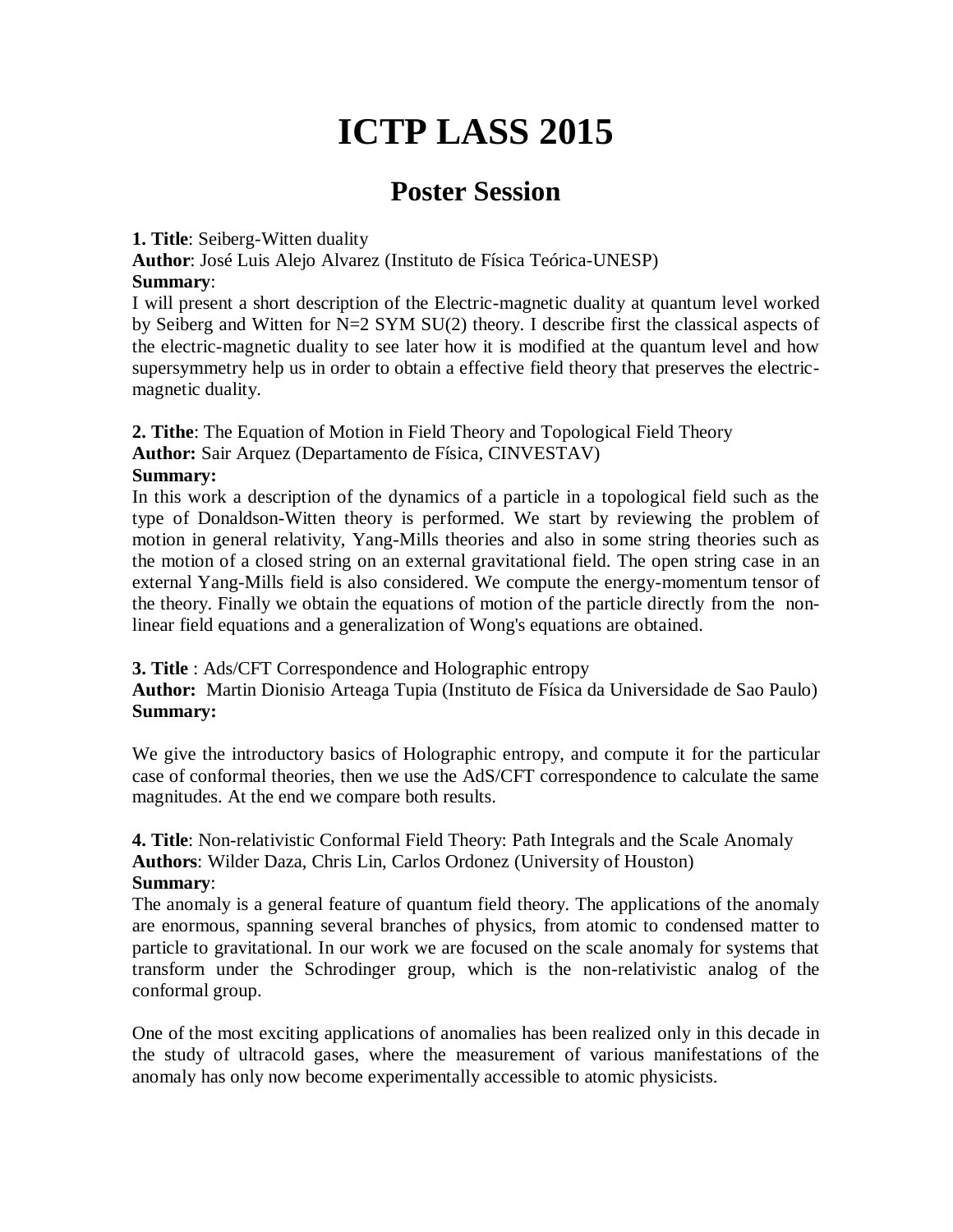# ICTP LASS 2015

## Poster Session

**1. Title**: Seiberg-Witten duality
**Author**: José Luis Alejo Alvarez (Instituto de Física Teórica-UNESP)
**Summary**:
I will present a short description of the Electric-magnetic duality at quantum level worked by Seiberg and Witten for N=2 SYM SU(2) theory. I describe first the classical aspects of the electric-magnetic duality to see later how it is modified at the quantum level and how supersymmetry help us in order to obtain a effective field theory that preserves the electric-magnetic duality.

**2. Tithe**: The Equation of Motion in Field Theory and Topological Field Theory
**Author:** Sair Arquez (Departamento de Física, CINVESTAV)
**Summary:**
In this work a description of the dynamics of a particle in a topological field such as the type of Donaldson-Witten theory is performed. We start by reviewing the problem of motion in general relativity, Yang-Mills theories and also in some string theories such as the motion of a closed string on an external gravitational field. The open string case in an external Yang-Mills field is also considered. We compute the energy-momentum tensor of the theory. Finally we obtain the equations of motion of the particle directly from the non-linear field equations and a generalization of Wong's equations are obtained.

**3. Title** : Ads/CFT Correspondence and Holographic entropy
**Author:** Martin Dionisio Arteaga Tupia (Instituto de Física da Universidade de Sao Paulo)
**Summary:**

We give the introductory basics of Holographic entropy, and compute it for the particular case of conformal theories, then we use the AdS/CFT correspondence to calculate the same magnitudes. At the end we compare both results.

**4. Title**: Non-relativistic Conformal Field Theory: Path Integrals and the Scale Anomaly
**Authors**: Wilder Daza, Chris Lin, Carlos Ordonez (University of Houston)
**Summary**:
The anomaly is a general feature of quantum field theory. The applications of the anomaly are enormous, spanning several branches of physics, from atomic to condensed matter to particle to gravitational. In our work we are focused on the scale anomaly for systems that transform under the Schrodinger group, which is the non-relativistic analog of the conformal group.

One of the most exciting applications of anomalies has been realized only in this decade in the study of ultracold gases, where the measurement of various manifestations of the anomaly has only now become experimentally accessible to atomic physicists.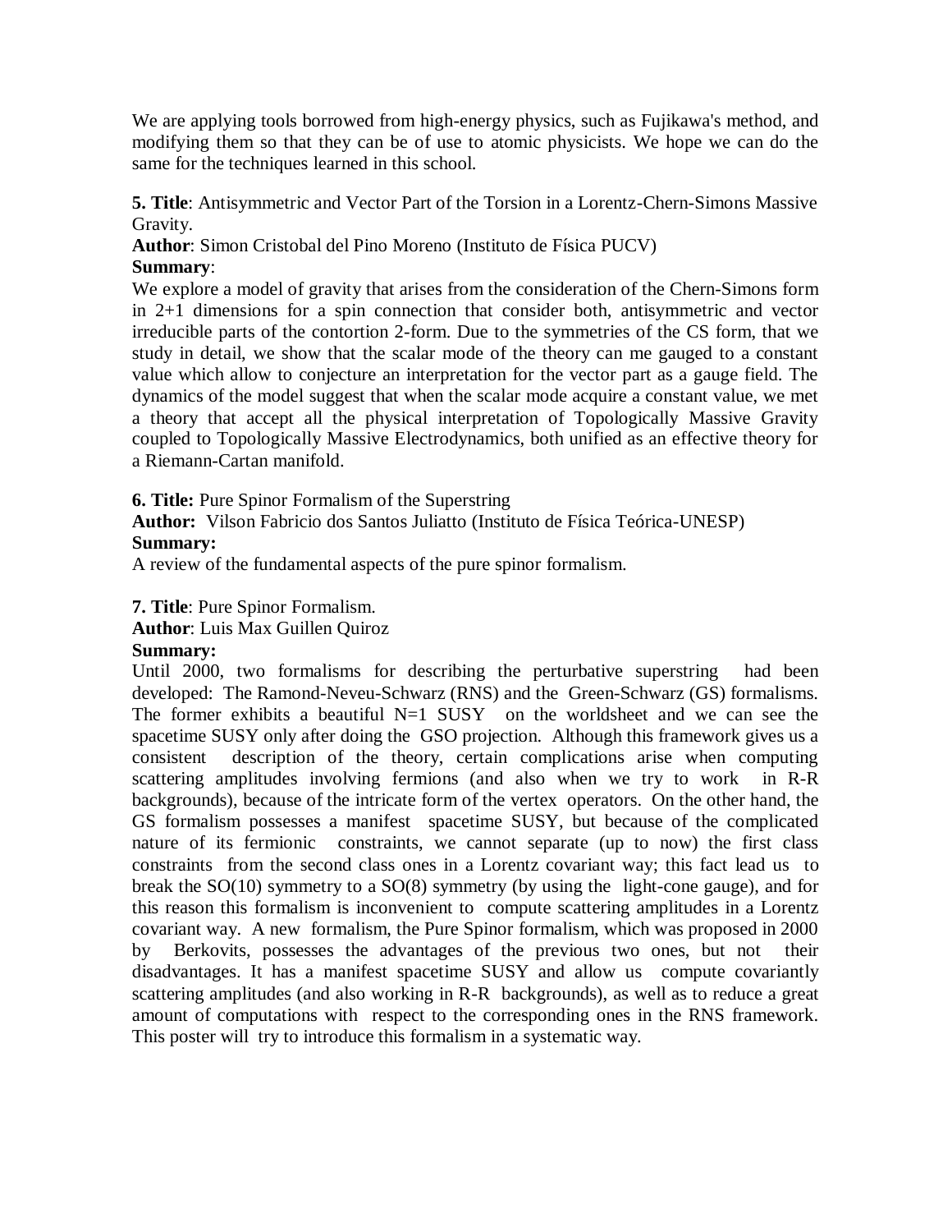We are applying tools borrowed from high-energy physics, such as Fujikawa's method, and modifying them so that they can be of use to atomic physicists. We hope we can do the same for the techniques learned in this school.

**5. Title**: Antisymmetric and Vector Part of the Torsion in a Lorentz-Chern-Simons Massive Gravity.

**Author**: Simon Cristobal del Pino Moreno (Instituto de Física PUCV)

**Summary**:

We explore a model of gravity that arises from the consideration of the Chern-Simons form in 2+1 dimensions for a spin connection that consider both, antisymmetric and vector irreducible parts of the contortion 2-form. Due to the symmetries of the CS form, that we study in detail, we show that the scalar mode of the theory can me gauged to a constant value which allow to conjecture an interpretation for the vector part as a gauge field. The dynamics of the model suggest that when the scalar mode acquire a constant value, we met a theory that accept all the physical interpretation of Topologically Massive Gravity coupled to Topologically Massive Electrodynamics, both unified as an effective theory for a Riemann-Cartan manifold.

**6. Title:** Pure Spinor Formalism of the Superstring

**Author:** Vilson Fabricio dos Santos Juliatto (Instituto de Física Teórica-UNESP)

**Summary:**

A review of the fundamental aspects of the pure spinor formalism.

**7. Title**: Pure Spinor Formalism.

**Author**: Luis Max Guillen Quiroz

**Summary:**

Until 2000, two formalisms for describing the perturbative superstring had been developed: The Ramond-Neveu-Schwarz (RNS) and the Green-Schwarz (GS) formalisms. The former exhibits a beautiful N=1 SUSY on the worldsheet and we can see the spacetime SUSY only after doing the GSO projection. Although this framework gives us a consistent description of the theory, certain complications arise when computing scattering amplitudes involving fermions (and also when we try to work in R-R backgrounds), because of the intricate form of the vertex operators. On the other hand, the GS formalism possesses a manifest spacetime SUSY, but because of the complicated nature of its fermionic constraints, we cannot separate (up to now) the first class constraints from the second class ones in a Lorentz covariant way; this fact lead us to break the SO(10) symmetry to a SO(8) symmetry (by using the light-cone gauge), and for this reason this formalism is inconvenient to compute scattering amplitudes in a Lorentz covariant way. A new formalism, the Pure Spinor formalism, which was proposed in 2000 by Berkovits, possesses the advantages of the previous two ones, but not their disadvantages. It has a manifest spacetime SUSY and allow us compute covariantly scattering amplitudes (and also working in R-R backgrounds), as well as to reduce a great amount of computations with respect to the corresponding ones in the RNS framework. This poster will try to introduce this formalism in a systematic way.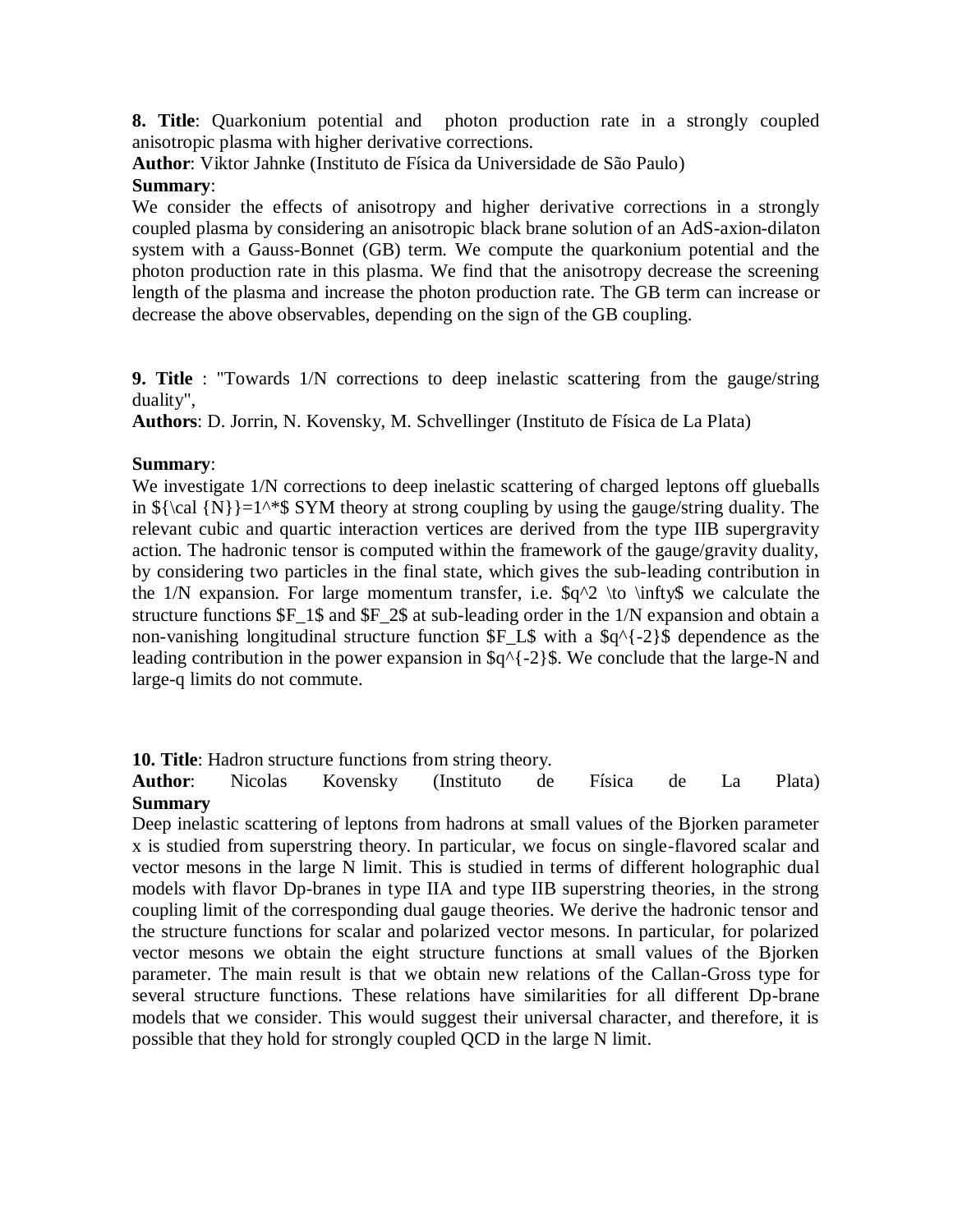**8. Title**: Quarkonium potential and photon production rate in a strongly coupled anisotropic plasma with higher derivative corrections.
**Author**: Viktor Jahnke (Instituto de Física da Universidade de São Paulo)
**Summary**:
We consider the effects of anisotropy and higher derivative corrections in a strongly coupled plasma by considering an anisotropic black brane solution of an AdS-axion-dilaton system with a Gauss-Bonnet (GB) term. We compute the quarkonium potential and the photon production rate in this plasma. We find that the anisotropy decrease the screening length of the plasma and increase the photon production rate. The GB term can increase or decrease the above observables, depending on the sign of the GB coupling.

**9. Title** : "Towards 1/N corrections to deep inelastic scattering from the gauge/string duality",
**Authors**: D. Jorrin, N. Kovensky, M. Schvellinger (Instituto de Física de La Plata)

**Summary**:
We investigate 1/N corrections to deep inelastic scattering of charged leptons off glueballs in ${\cal {N}}=1^*$ SYM theory at strong coupling by using the gauge/string duality. The relevant cubic and quartic interaction vertices are derived from the type IIB supergravity action. The hadronic tensor is computed within the framework of the gauge/gravity duality, by considering two particles in the final state, which gives the sub-leading contribution in the 1/N expansion. For large momentum transfer, i.e. $q^2 \to \infty$ we calculate the structure functions $F_1$ and $F_2$ at sub-leading order in the 1/N expansion and obtain a non-vanishing longitudinal structure function $F_L$ with a $q^{-2}$ dependence as the leading contribution in the power expansion in $q^{-2}$. We conclude that the large-N and large-q limits do not commute.

**10. Title**: Hadron structure functions from string theory.
**Author**: Nicolas Kovensky (Instituto de Física de La Plata)
**Summary**
Deep inelastic scattering of leptons from hadrons at small values of the Bjorken parameter x is studied from superstring theory. In particular, we focus on single-flavored scalar and vector mesons in the large N limit. This is studied in terms of different holographic dual models with flavor Dp-branes in type IIA and type IIB superstring theories, in the strong coupling limit of the corresponding dual gauge theories. We derive the hadronic tensor and the structure functions for scalar and polarized vector mesons. In particular, for polarized vector mesons we obtain the eight structure functions at small values of the Bjorken parameter. The main result is that we obtain new relations of the Callan-Gross type for several structure functions. These relations have similarities for all different Dp-brane models that we consider. This would suggest their universal character, and therefore, it is possible that they hold for strongly coupled QCD in the large N limit.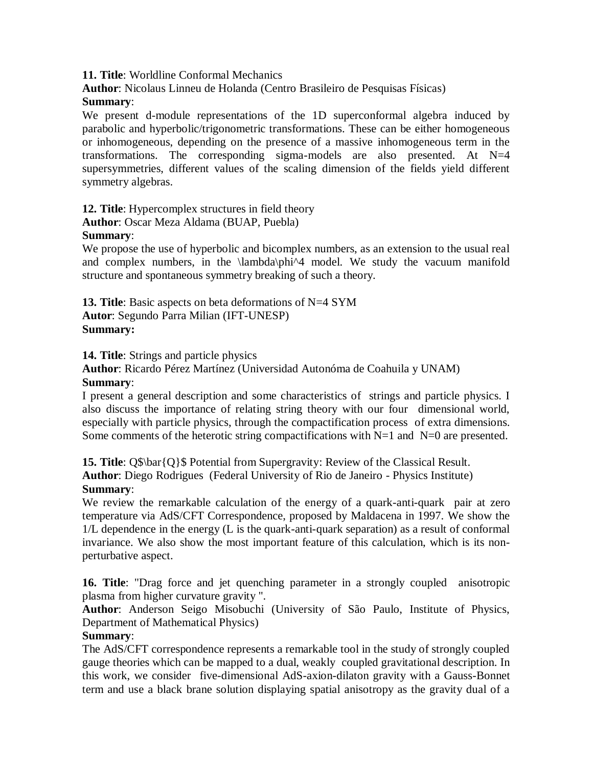**11. Title**: Worldline Conformal Mechanics
**Author**: Nicolaus Linneu de Holanda (Centro Brasileiro de Pesquisas Físicas)
**Summary**:
We present d-module representations of the 1D superconformal algebra induced by parabolic and hyperbolic/trigonometric transformations. These can be either homogeneous or inhomogeneous, depending on the presence of a massive inhomogeneous term in the transformations. The corresponding sigma-models are also presented. At N=4 supersymmetries, different values of the scaling dimension of the fields yield different symmetry algebras.

**12. Title**: Hypercomplex structures in field theory
**Author**: Oscar Meza Aldama (BUAP, Puebla)
**Summary**:
We propose the use of hyperbolic and bicomplex numbers, as an extension to the usual real and complex numbers, in the $\lambda\phi^4$ model. We study the vacuum manifold structure and spontaneous symmetry breaking of such a theory.

**13. Title**: Basic aspects on beta deformations of N=4 SYM
**Autor**: Segundo Parra Milian (IFT-UNESP)
**Summary:**

**14. Title**: Strings and particle physics
**Author**: Ricardo Pérez Martínez (Universidad Autonóma de Coahuila y UNAM)
**Summary**:
I present a general description and some characteristics of strings and particle physics. I also discuss the importance of relating string theory with our four dimensional world, especially with particle physics, through the compactification process of extra dimensions. Some comments of the heterotic string compactifications with N=1 and N=0 are presented.

**15. Title**: $Q\bar{Q}$ Potential from Supergravity: Review of the Classical Result.
**Author**: Diego Rodrigues (Federal University of Rio de Janeiro - Physics Institute)
**Summary**:
We review the remarkable calculation of the energy of a quark-anti-quark pair at zero temperature via AdS/CFT Correspondence, proposed by Maldacena in 1997. We show the 1/L dependence in the energy (L is the quark-anti-quark separation) as a result of conformal invariance. We also show the most important feature of this calculation, which is its non-perturbative aspect.

**16. Title**: "Drag force and jet quenching parameter in a strongly coupled anisotropic plasma from higher curvature gravity ".
**Author**: Anderson Seigo Misobuchi (University of São Paulo, Institute of Physics, Department of Mathematical Physics)
**Summary**:
The AdS/CFT correspondence represents a remarkable tool in the study of strongly coupled gauge theories which can be mapped to a dual, weakly coupled gravitational description. In this work, we consider five-dimensional AdS-axion-dilaton gravity with a Gauss-Bonnet term and use a black brane solution displaying spatial anisotropy as the gravity dual of a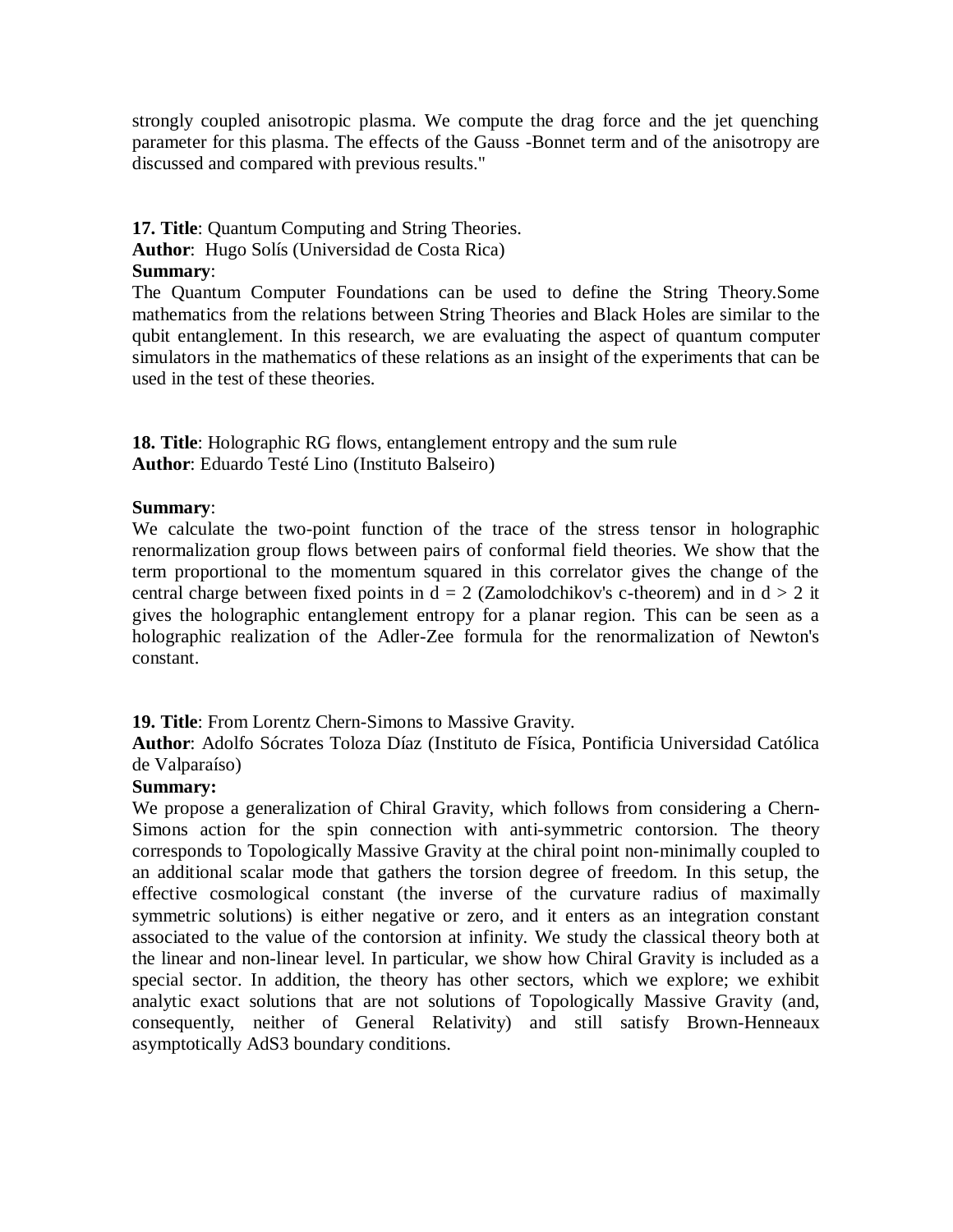strongly coupled anisotropic plasma. We compute the drag force and the jet quenching parameter for this plasma. The effects of the Gauss -Bonnet term and of the anisotropy are discussed and compared with previous results."

**17. Title**: Quantum Computing and String Theories.
**Author**: Hugo Solís (Universidad de Costa Rica)
**Summary**:
The Quantum Computer Foundations can be used to define the String Theory.Some mathematics from the relations between String Theories and Black Holes are similar to the qubit entanglement. In this research, we are evaluating the aspect of quantum computer simulators in the mathematics of these relations as an insight of the experiments that can be used in the test of these theories.

**18. Title**: Holographic RG flows, entanglement entropy and the sum rule
**Author**: Eduardo Testé Lino (Instituto Balseiro)

**Summary**:
We calculate the two-point function of the trace of the stress tensor in holographic renormalization group flows between pairs of conformal field theories. We show that the term proportional to the momentum squared in this correlator gives the change of the central charge between fixed points in $d = 2$ (Zamolodchikov's c-theorem) and in $d > 2$ it gives the holographic entanglement entropy for a planar region. This can be seen as a holographic realization of the Adler-Zee formula for the renormalization of Newton's constant.

**19. Title**: From Lorentz Chern-Simons to Massive Gravity.
**Author**: Adolfo Sócrates Toloza Díaz (Instituto de Física, Pontificia Universidad Católica de Valparaíso)
**Summary:**
We propose a generalization of Chiral Gravity, which follows from considering a Chern-Simons action for the spin connection with anti-symmetric contorsion. The theory corresponds to Topologically Massive Gravity at the chiral point non-minimally coupled to an additional scalar mode that gathers the torsion degree of freedom. In this setup, the effective cosmological constant (the inverse of the curvature radius of maximally symmetric solutions) is either negative or zero, and it enters as an integration constant associated to the value of the contorsion at infinity. We study the classical theory both at the linear and non-linear level. In particular, we show how Chiral Gravity is included as a special sector. In addition, the theory has other sectors, which we explore; we exhibit analytic exact solutions that are not solutions of Topologically Massive Gravity (and, consequently, neither of General Relativity) and still satisfy Brown-Henneaux asymptotically $AdS_3$ boundary conditions.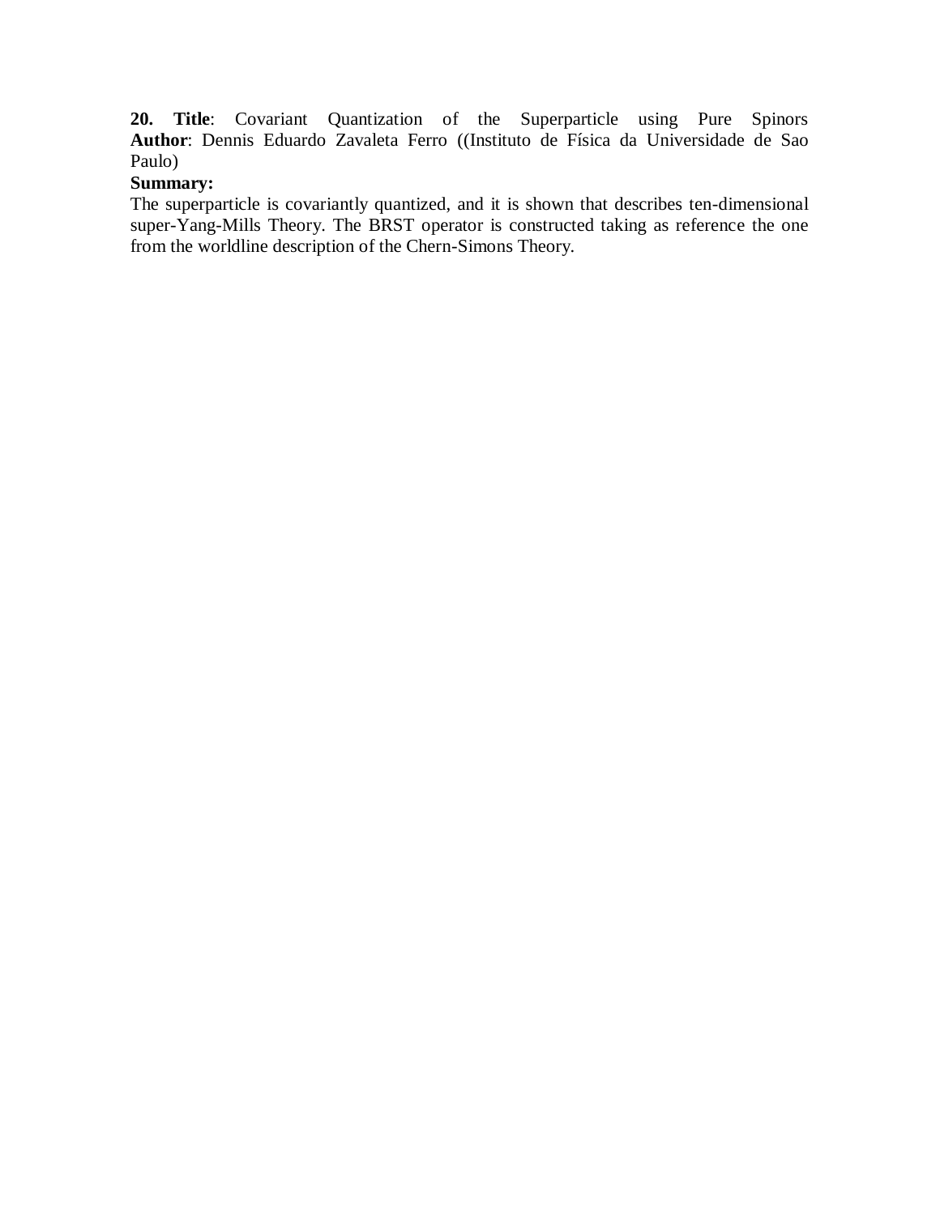**20. Title**: Covariant Quantization of the Superparticle using Pure Spinors
**Author**: Dennis Eduardo Zavaleta Ferro ((Instituto de Física da Universidade de Sao Paulo)
**Summary:**
The superparticle is covariantly quantized, and it is shown that describes ten-dimensional super-Yang-Mills Theory. The BRST operator is constructed taking as reference the one from the worldline description of the Chern-Simons Theory.